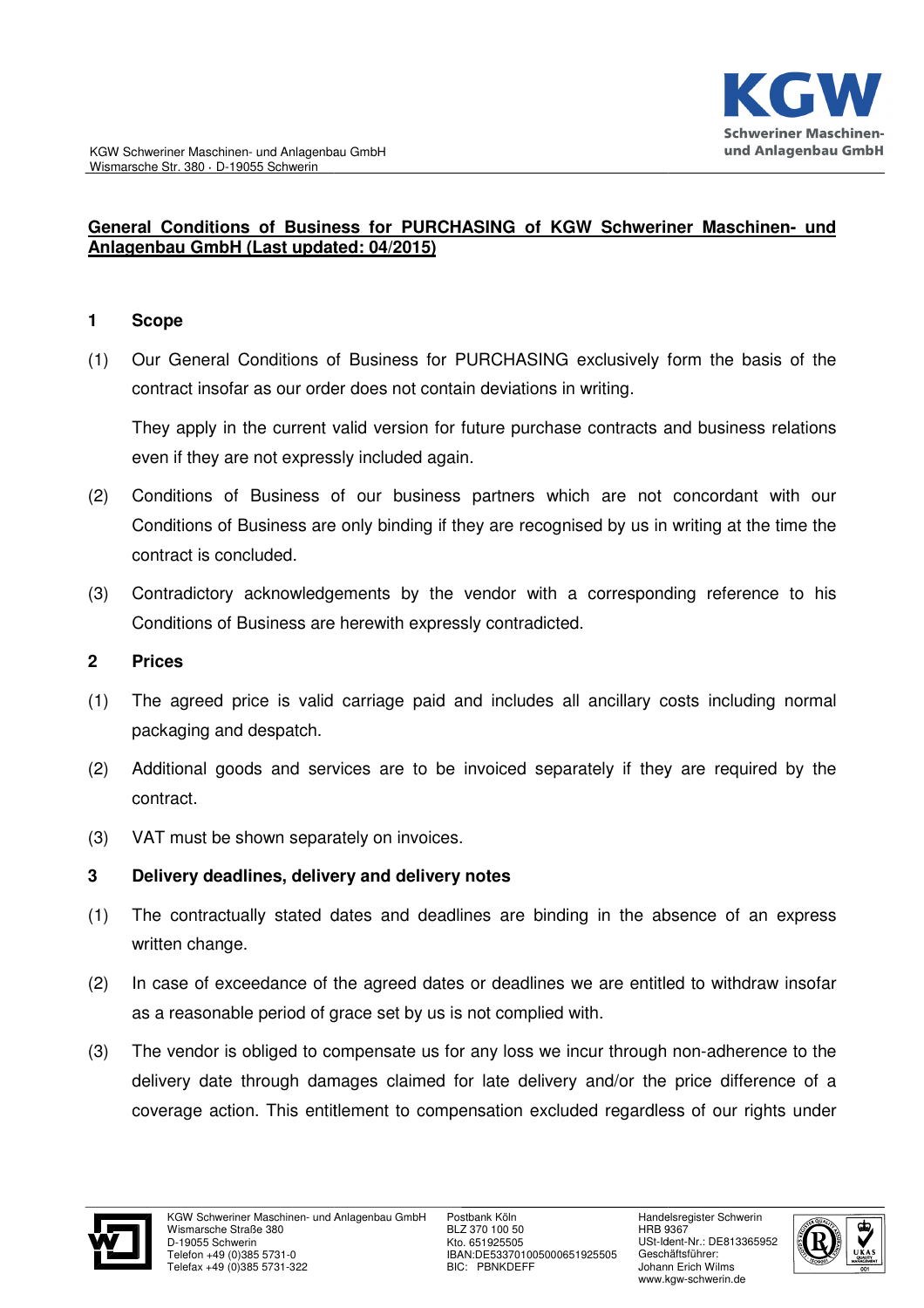**General Conditions of Business for PURCHASING of KGW Schweriner Maschinen- und Anlagenbau GmbH (Last updated: 04/2015)**

## 1 Scope

(1) Our General Conditions of Business for PURCHASING exclusively form the basis of the contract insofar as our order does not contain deviations in writing.

They apply in the current valid version for future purchase contracts and business relations even if they are not expressly included again.

(2) Conditions of Business of our business partners which are not concordant with our Conditions of Business are only binding if they are recognised by us in writing at the time the contract is concluded.

(3) Contradictory acknowledgements by the vendor with a corresponding reference to his Conditions of Business are herewith expressly contradicted.

## 2 Prices

(1) The agreed price is valid carriage paid and includes all ancillary costs including normal packaging and despatch.

(2) Additional goods and services are to be invoiced separately if they are required by the contract.

(3) VAT must be shown separately on invoices.

## 3 Delivery deadlines, delivery and delivery notes

(1) The contractually stated dates and deadlines are binding in the absence of an express written change.

(2) In case of exceedance of the agreed dates or deadlines we are entitled to withdraw insofar as a reasonable period of grace set by us is not complied with.

(3) The vendor is obliged to compensate us for any loss we incur through non-adherence to the delivery date through damages claimed for late delivery and/or the price difference of a coverage action. This entitlement to compensation excluded regardless of our rights under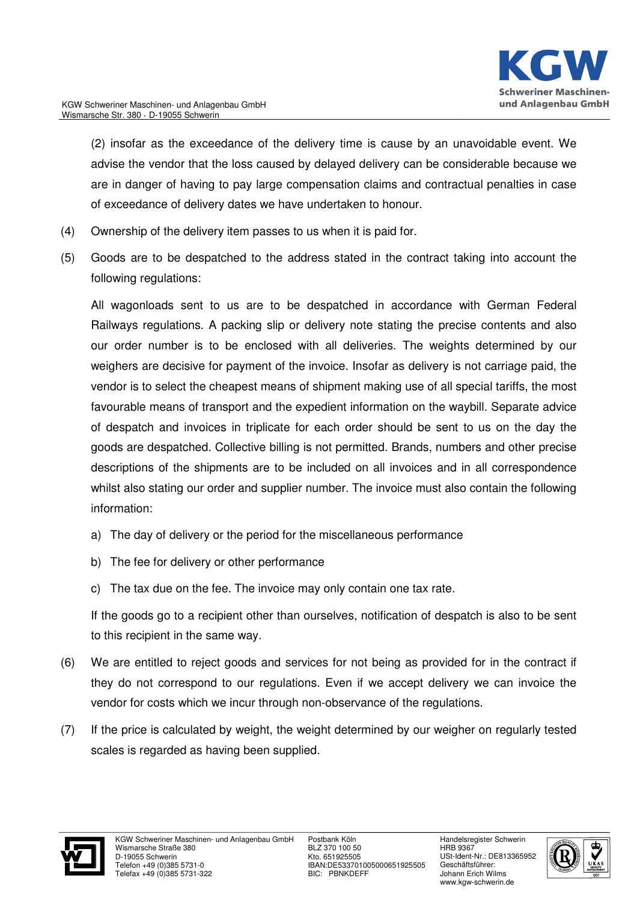(2) insofar as the exceedance of the delivery time is cause by an unavoidable event. We advise the vendor that the loss caused by delayed delivery can be considerable because we are in danger of having to pay large compensation claims and contractual penalties in case of exceedance of delivery dates we have undertaken to honour.

(4) Ownership of the delivery item passes to us when it is paid for.

(5) Goods are to be despatched to the address stated in the contract taking into account the following regulations:

All wagonloads sent to us are to be despatched in accordance with German Federal Railways regulations. A packing slip or delivery note stating the precise contents and also our order number is to be enclosed with all deliveries. The weights determined by our weighers are decisive for payment of the invoice. Insofar as delivery is not carriage paid, the vendor is to select the cheapest means of shipment making use of all special tariffs, the most favourable means of transport and the expedient information on the waybill. Separate advice of despatch and invoices in triplicate for each order should be sent to us on the day the goods are despatched. Collective billing is not permitted. Brands, numbers and other precise descriptions of the shipments are to be included on all invoices and in all correspondence whilst also stating our order and supplier number. The invoice must also contain the following information:

a) The day of delivery or the period for the miscellaneous performance

b) The fee for delivery or other performance

c) The tax due on the fee. The invoice may only contain one tax rate.

If the goods go to a recipient other than ourselves, notification of despatch is also to be sent to this recipient in the same way.

(6) We are entitled to reject goods and services for not being as provided for in the contract if they do not correspond to our regulations. Even if we accept delivery we can invoice the vendor for costs which we incur through non-observance of the regulations.

(7) If the price is calculated by weight, the weight determined by our weigher on regularly tested scales is regarded as having been supplied.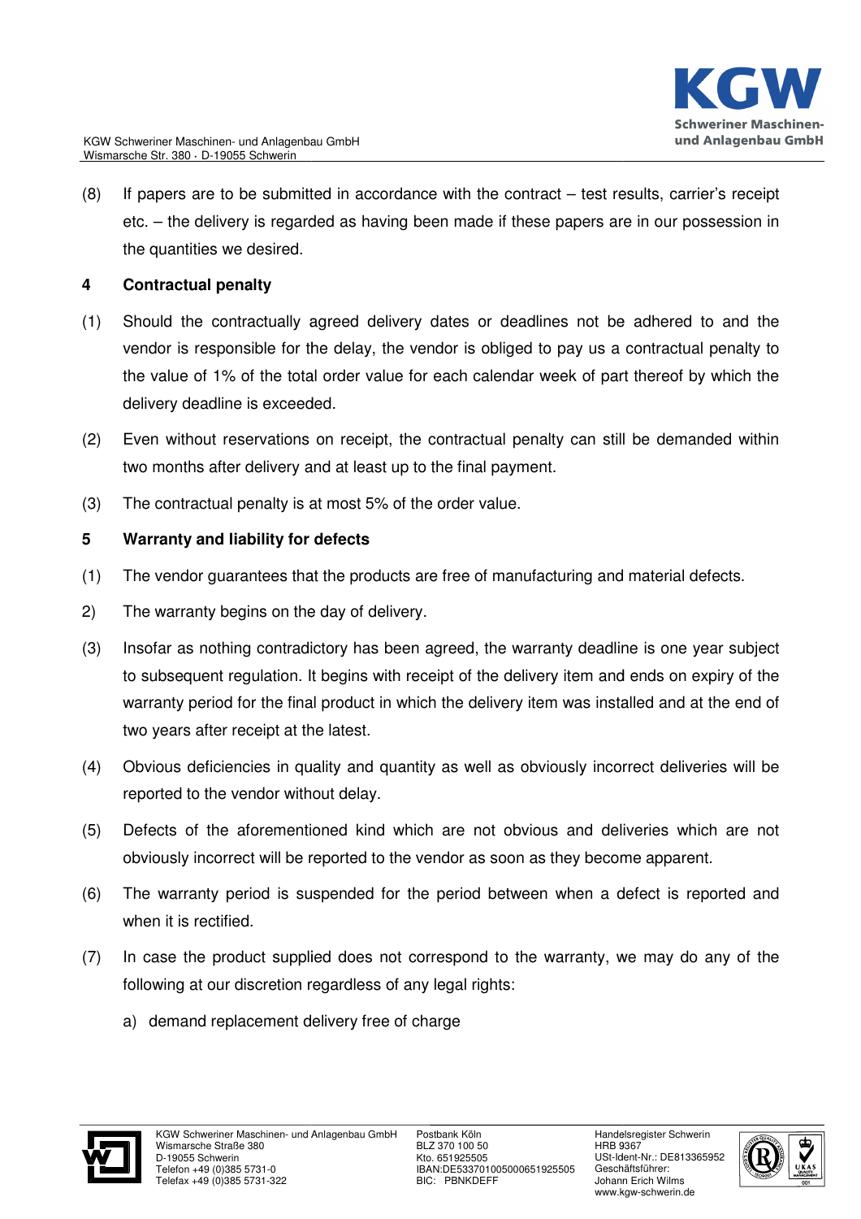(8) If papers are to be submitted in accordance with the contract – test results, carrier's receipt etc. – the delivery is regarded as having been made if these papers are in our possession in the quantities we desired.

## 4 Contractual penalty

(1) Should the contractually agreed delivery dates or deadlines not be adhered to and the vendor is responsible for the delay, the vendor is obliged to pay us a contractual penalty to the value of 1% of the total order value for each calendar week of part thereof by which the delivery deadline is exceeded.

(2) Even without reservations on receipt, the contractual penalty can still be demanded within two months after delivery and at least up to the final payment.

(3) The contractual penalty is at most 5% of the order value.

## 5 Warranty and liability for defects

(1) The vendor guarantees that the products are free of manufacturing and material defects.

2) The warranty begins on the day of delivery.

(3) Insofar as nothing contradictory has been agreed, the warranty deadline is one year subject to subsequent regulation. It begins with receipt of the delivery item and ends on expiry of the warranty period for the final product in which the delivery item was installed and at the end of two years after receipt at the latest.

(4) Obvious deficiencies in quality and quantity as well as obviously incorrect deliveries will be reported to the vendor without delay.

(5) Defects of the aforementioned kind which are not obvious and deliveries which are not obviously incorrect will be reported to the vendor as soon as they become apparent.

(6) The warranty period is suspended for the period between when a defect is reported and when it is rectified.

(7) In case the product supplied does not correspond to the warranty, we may do any of the following at our discretion regardless of any legal rights:

a) demand replacement delivery free of charge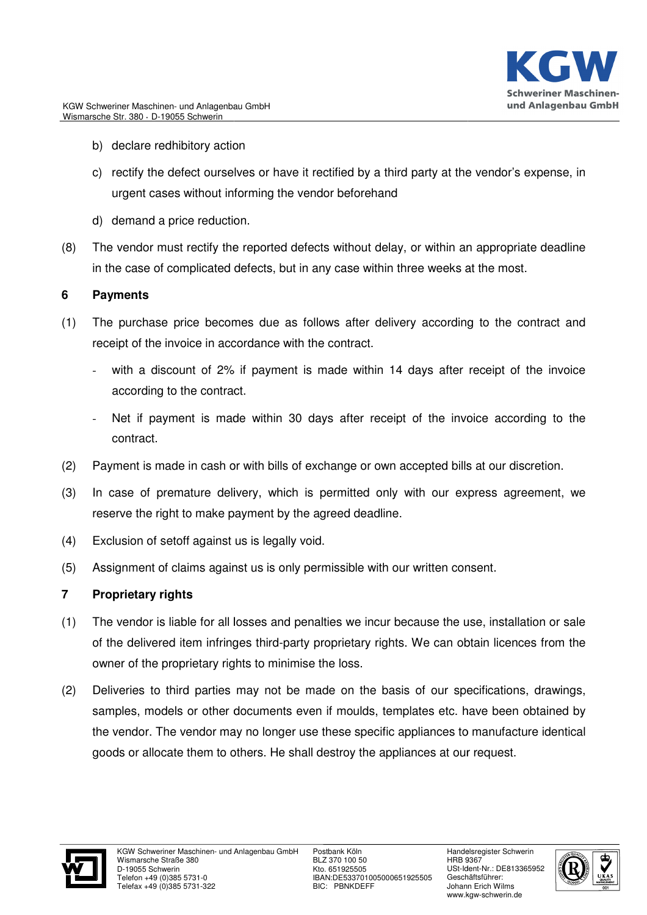b) declare redhibitory action

c) rectify the defect ourselves or have it rectified by a third party at the vendor's expense, in urgent cases without informing the vendor beforehand

d) demand a price reduction.

(8) The vendor must rectify the reported defects without delay, or within an appropriate deadline in the case of complicated defects, but in any case within three weeks at the most.

## 6 Payments

(1) The purchase price becomes due as follows after delivery according to the contract and receipt of the invoice in accordance with the contract.

- with a discount of 2% if payment is made within 14 days after receipt of the invoice according to the contract.
- Net if payment is made within 30 days after receipt of the invoice according to the contract.

(2) Payment is made in cash or with bills of exchange or own accepted bills at our discretion.

(3) In case of premature delivery, which is permitted only with our express agreement, we reserve the right to make payment by the agreed deadline.

(4) Exclusion of setoff against us is legally void.

(5) Assignment of claims against us is only permissible with our written consent.

## 7 Proprietary rights

(1) The vendor is liable for all losses and penalties we incur because the use, installation or sale of the delivered item infringes third-party proprietary rights. We can obtain licences from the owner of the proprietary rights to minimise the loss.

(2) Deliveries to third parties may not be made on the basis of our specifications, drawings, samples, models or other documents even if moulds, templates etc. have been obtained by the vendor. The vendor may no longer use these specific appliances to manufacture identical goods or allocate them to others. He shall destroy the appliances at our request.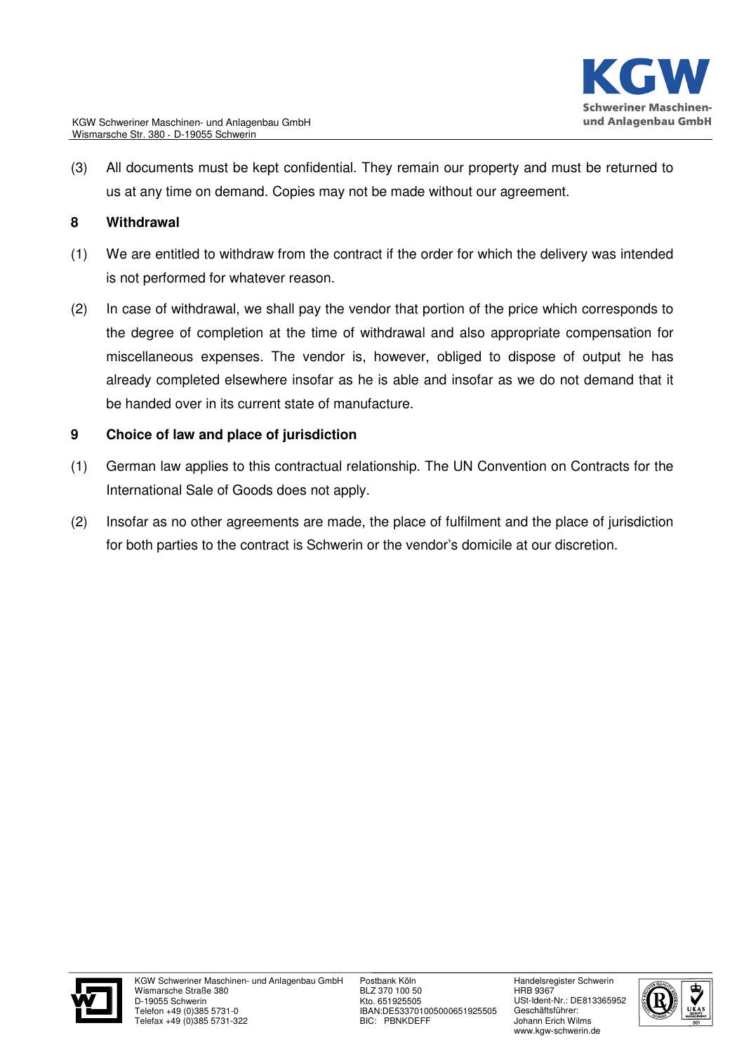(3) All documents must be kept confidential. They remain our property and must be returned to us at any time on demand. Copies may not be made without our agreement.

## 8 Withdrawal

(1) We are entitled to withdraw from the contract if the order for which the delivery was intended is not performed for whatever reason.

(2) In case of withdrawal, we shall pay the vendor that portion of the price which corresponds to the degree of completion at the time of withdrawal and also appropriate compensation for miscellaneous expenses. The vendor is, however, obliged to dispose of output he has already completed elsewhere insofar as he is able and insofar as we do not demand that it be handed over in its current state of manufacture.

## 9 Choice of law and place of jurisdiction

(1) German law applies to this contractual relationship. The UN Convention on Contracts for the International Sale of Goods does not apply.

(2) Insofar as no other agreements are made, the place of fulfilment and the place of jurisdiction for both parties to the contract is Schwerin or the vendor's domicile at our discretion.